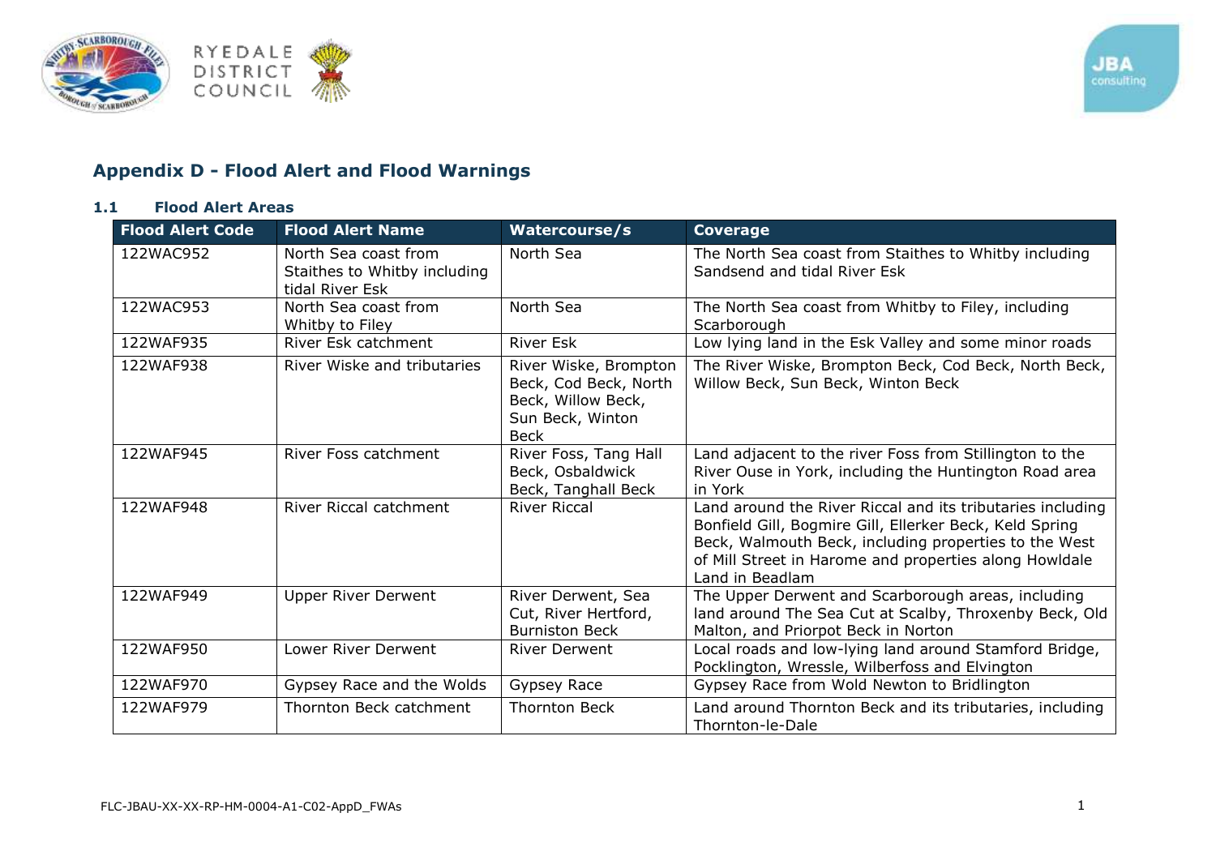# Appendix D - Flood Alert and Flood Warnings

## 1.1 Flood Alert Areas

| Flood Alert Code | Flood Alert Name | Watercourse/s | Coverage |
|---|---|---|---|
| 122WAC952 | North Sea coast from Staithes to Whitby including tidal River Esk | North Sea | The North Sea coast from Staithes to Whitby including Sandsend and tidal River Esk |
| 122WAC953 | North Sea coast from Whitby to Filey | North Sea | The North Sea coast from Whitby to Filey, including Scarborough |
| 122WAF935 | River Esk catchment | River Esk | Low lying land in the Esk Valley and some minor roads |
| 122WAF938 | River Wiske and tributaries | River Wiske, Brompton Beck, Cod Beck, North Beck, Willow Beck, Sun Beck, Winton Beck | The River Wiske, Brompton Beck, Cod Beck, North Beck, Willow Beck, Sun Beck, Winton Beck |
| 122WAF945 | River Foss catchment | River Foss, Tang Hall Beck, Osbaldwick Beck, Tanghall Beck | Land adjacent to the river Foss from Stillington to the River Ouse in York, including the Huntington Road area in York |
| 122WAF948 | River Riccal catchment | River Riccal | Land around the River Riccal and its tributaries including Bonfield Gill, Bogmire Gill, Ellerker Beck, Keld Spring Beck, Walmouth Beck, including properties to the West of Mill Street in Harome and properties along Howldale Land in Beadlam |
| 122WAF949 | Upper River Derwent | River Derwent, Sea Cut, River Hertford, Burniston Beck | The Upper Derwent and Scarborough areas, including land around The Sea Cut at Scalby, Throxenby Beck, Old Malton, and Priorpot Beck in Norton |
| 122WAF950 | Lower River Derwent | River Derwent | Local roads and low-lying land around Stamford Bridge, Pocklington, Wressle, Wilberfoss and Elvington |
| 122WAF970 | Gypsey Race and the Wolds | Gypsey Race | Gypsey Race from Wold Newton to Bridlington |
| 122WAF979 | Thornton Beck catchment | Thornton Beck | Land around Thornton Beck and its tributaries, including Thornton-le-Dale |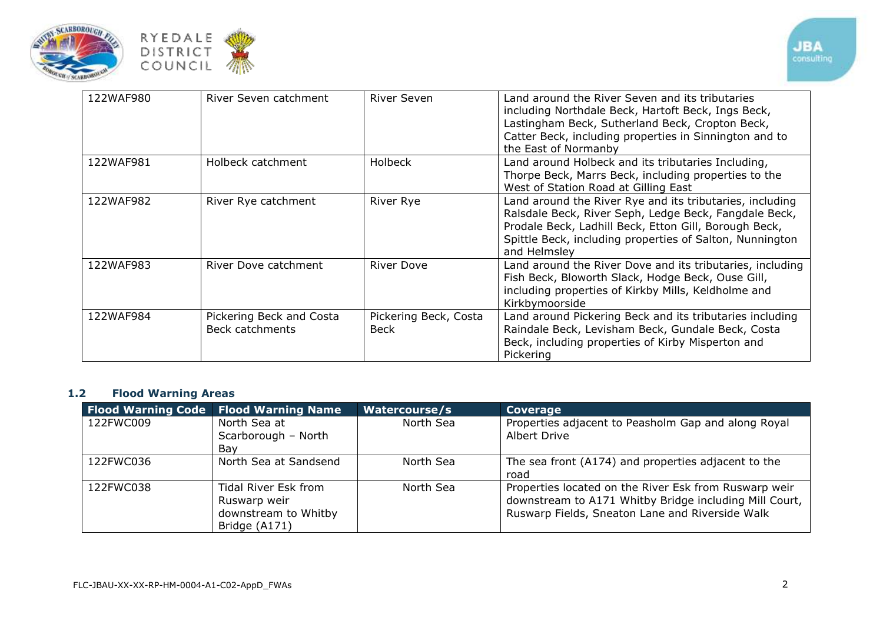| | | | |
|---|---|---|---|
| 122WAF980 | River Seven catchment | River Seven | Land around the River Seven and its tributaries including Northdale Beck, Hartoft Beck, Ings Beck, Lastingham Beck, Sutherland Beck, Cropton Beck, Catter Beck, including properties in Sinnington and to the East of Normanby |
| 122WAF981 | Holbeck catchment | Holbeck | Land around Holbeck and its tributaries Including, Thorpe Beck, Marrs Beck, including properties to the West of Station Road at Gilling East |
| 122WAF982 | River Rye catchment | River Rye | Land around the River Rye and its tributaries, including Ralsdale Beck, River Seph, Ledge Beck, Fangdale Beck, Prodale Beck, Ladhill Beck, Etton Gill, Borough Beck, Spittle Beck, including properties of Salton, Nunnington and Helmsley |
| 122WAF983 | River Dove catchment | River Dove | Land around the River Dove and its tributaries, including Fish Beck, Bloworth Slack, Hodge Beck, Ouse Gill, including properties of Kirkby Mills, Keldholme and Kirkbymoorside |
| 122WAF984 | Pickering Beck and Costa Beck catchments | Pickering Beck, Costa Beck | Land around Pickering Beck and its tributaries including Raindale Beck, Levisham Beck, Gundale Beck, Costa Beck, including properties of Kirby Misperton and Pickering |

## 1.2 Flood Warning Areas

| Flood Warning Code | Flood Warning Name | Watercourse/s | Coverage |
|---|---|---|---|
| 122FWC009 | North Sea at Scarborough – North Bay | North Sea | Properties adjacent to Peasholm Gap and along Royal Albert Drive |
| 122FWC036 | North Sea at Sandsend | North Sea | The sea front (A174) and properties adjacent to the road |
| 122FWC038 | Tidal River Esk from Ruswarp weir downstream to Whitby Bridge (A171) | North Sea | Properties located on the River Esk from Ruswarp weir downstream to A171 Whitby Bridge including Mill Court, Ruswarp Fields, Sneaton Lane and Riverside Walk |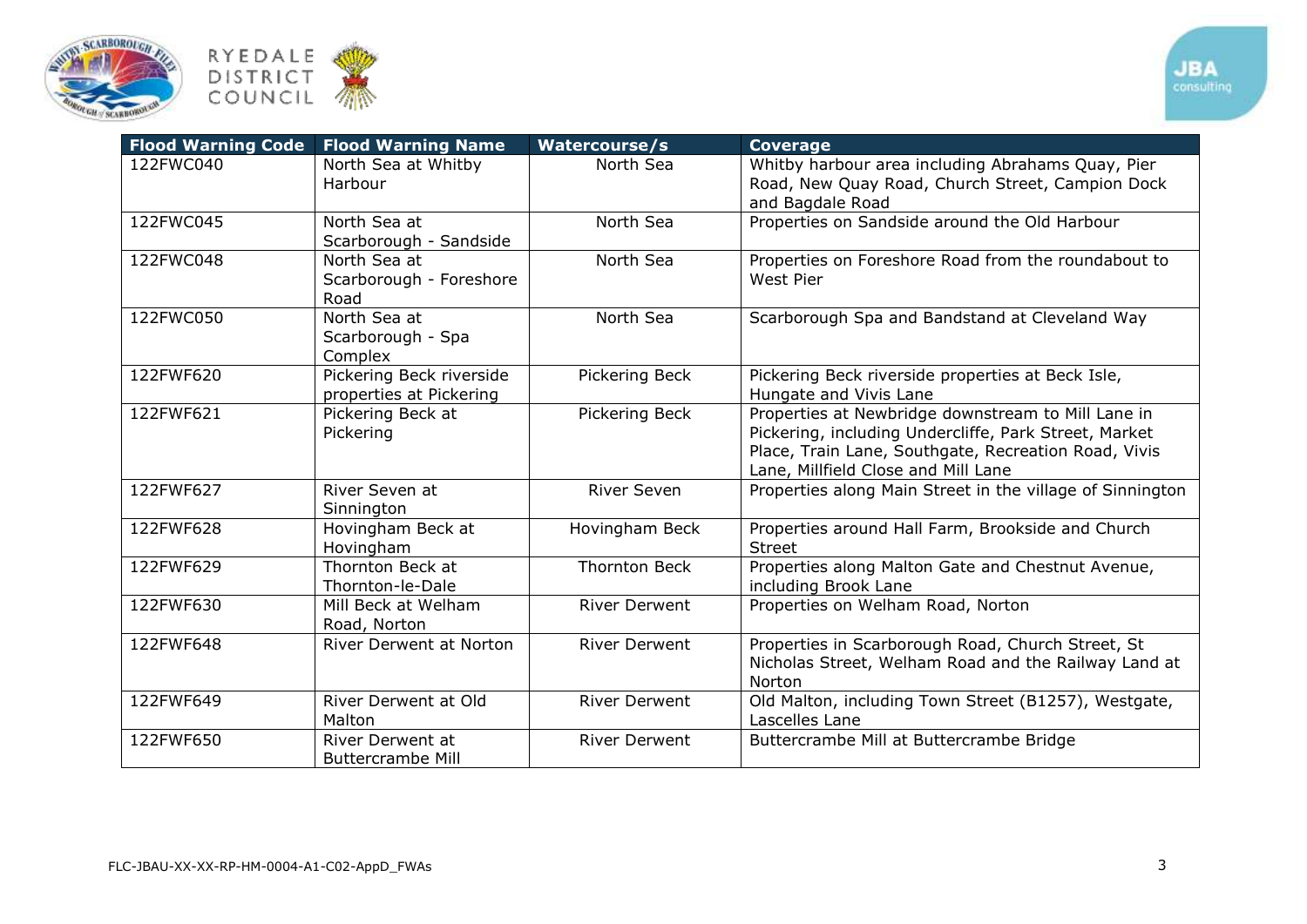| Flood Warning Code | Flood Warning Name | Watercourse/s | Coverage |
|---|---|---|---|
| 122FWC040 | North Sea at Whitby Harbour | North Sea | Whitby harbour area including Abrahams Quay, Pier Road, New Quay Road, Church Street, Campion Dock and Bagdale Road |
| 122FWC045 | North Sea at Scarborough - Sandside | North Sea | Properties on Sandside around the Old Harbour |
| 122FWC048 | North Sea at Scarborough - Foreshore Road | North Sea | Properties on Foreshore Road from the roundabout to West Pier |
| 122FWC050 | North Sea at Scarborough - Spa Complex | North Sea | Scarborough Spa and Bandstand at Cleveland Way |
| 122FWF620 | Pickering Beck riverside properties at Pickering | Pickering Beck | Pickering Beck riverside properties at Beck Isle, Hungate and Vivis Lane |
| 122FWF621 | Pickering Beck at Pickering | Pickering Beck | Properties at Newbridge downstream to Mill Lane in Pickering, including Undercliffe, Park Street, Market Place, Train Lane, Southgate, Recreation Road, Vivis Lane, Millfield Close and Mill Lane |
| 122FWF627 | River Seven at Sinnington | River Seven | Properties along Main Street in the village of Sinnington |
| 122FWF628 | Hovingham Beck at Hovingham | Hovingham Beck | Properties around Hall Farm, Brookside and Church Street |
| 122FWF629 | Thornton Beck at Thornton-le-Dale | Thornton Beck | Properties along Malton Gate and Chestnut Avenue, including Brook Lane |
| 122FWF630 | Mill Beck at Welham Road, Norton | River Derwent | Properties on Welham Road, Norton |
| 122FWF648 | River Derwent at Norton | River Derwent | Properties in Scarborough Road, Church Street, St Nicholas Street, Welham Road and the Railway Land at Norton |
| 122FWF649 | River Derwent at Old Malton | River Derwent | Old Malton, including Town Street (B1257), Westgate, Lascelles Lane |
| 122FWF650 | River Derwent at Buttercrambe Mill | River Derwent | Buttercrambe Mill at Buttercrambe Bridge |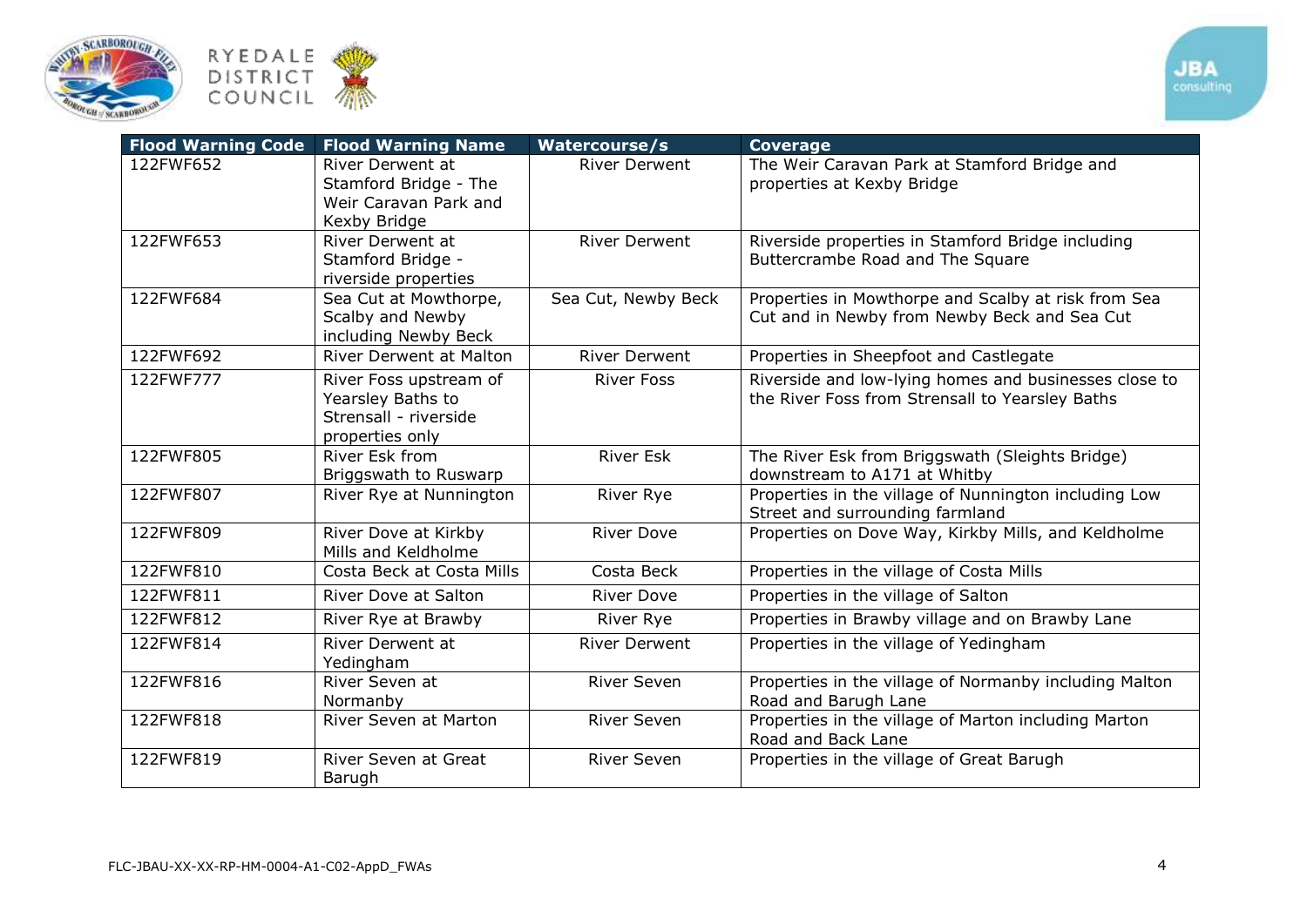| Flood Warning Code | Flood Warning Name | Watercourse/s | Coverage |
|---|---|---|---|
| 122FWF652 | River Derwent at Stamford Bridge - The Weir Caravan Park and Kexby Bridge | River Derwent | The Weir Caravan Park at Stamford Bridge and properties at Kexby Bridge |
| 122FWF653 | River Derwent at Stamford Bridge - riverside properties | River Derwent | Riverside properties in Stamford Bridge including Buttercrambe Road and The Square |
| 122FWF684 | Sea Cut at Mowthorpe, Scalby and Newby including Newby Beck | Sea Cut, Newby Beck | Properties in Mowthorpe and Scalby at risk from Sea Cut and in Newby from Newby Beck and Sea Cut |
| 122FWF692 | River Derwent at Malton | River Derwent | Properties in Sheepfoot and Castlegate |
| 122FWF777 | River Foss upstream of Yearsley Baths to Strensall - riverside properties only | River Foss | Riverside and low-lying homes and businesses close to the River Foss from Strensall to Yearsley Baths |
| 122FWF805 | River Esk from Briggswath to Ruswarp | River Esk | The River Esk from Briggswath (Sleights Bridge) downstream to A171 at Whitby |
| 122FWF807 | River Rye at Nunnington | River Rye | Properties in the village of Nunnington including Low Street and surrounding farmland |
| 122FWF809 | River Dove at Kirkby Mills and Keldholme | River Dove | Properties on Dove Way, Kirkby Mills, and Keldholme |
| 122FWF810 | Costa Beck at Costa Mills | Costa Beck | Properties in the village of Costa Mills |
| 122FWF811 | River Dove at Salton | River Dove | Properties in the village of Salton |
| 122FWF812 | River Rye at Brawby | River Rye | Properties in Brawby village and on Brawby Lane |
| 122FWF814 | River Derwent at Yedingham | River Derwent | Properties in the village of Yedingham |
| 122FWF816 | River Seven at Normanby | River Seven | Properties in the village of Normanby including Malton Road and Barugh Lane |
| 122FWF818 | River Seven at Marton | River Seven | Properties in the village of Marton including Marton Road and Back Lane |
| 122FWF819 | River Seven at Great Barugh | River Seven | Properties in the village of Great Barugh |